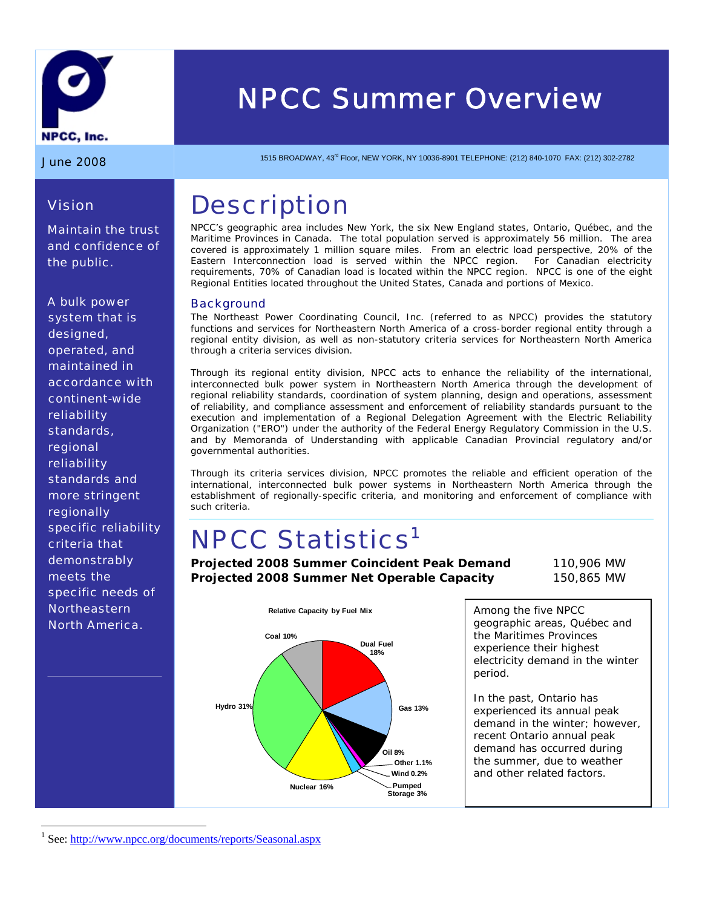# NPCC Summer Overview

June 2008

1515 BROADWAY, 43rd Floor, NEW YORK, NY 10036-8901 TELEPHONE: (212) 840-1070 FAX: (212) 302-2782

## Vision

Maintain the trust and confidence of the public.

A bulk power system that is designed, operated, and maintained in accordance with continent-wide reliability standards, regional reliability standards and more stringent regionally specific reliability criteria that demonstrably meets the specific needs of Northeastern North America.

# Description

NPCC's geographic area includes New York, the six New England states, Ontario, Québec, and the Maritime Provinces in Canada. The total population served is approximately 56 million. The area covered is approximately 1 million square miles. From an electric load perspective, 20% of the Eastern Interconnection load is served within the NPCC region. For Canadian electricity requirements, 70% of Canadian load is located within the NPCC region. NPCC is one of the eight Regional Entities located throughout the United States, Canada and portions of Mexico.

## Background

The Northeast Power Coordinating Council, Inc. (referred to as NPCC) provides the statutory functions and services for Northeastern North America of a cross-border regional entity through a regional entity division, as well as non-statutory criteria services for Northeastern North America through a criteria services division.

Through its regional entity division, NPCC acts to enhance the reliability of the international, interconnected bulk power system in Northeastern North America through the development of regional reliability standards, coordination of system planning, design and operations, assessment of reliability, and compliance assessment and enforcement of reliability standards pursuant to the execution and implementation of a Regional Delegation Agreement with the Electric Reliability Organization ("ERO") under the authority of the Federal Energy Regulatory Commission in the U.S. and by Memoranda of Understanding with applicable Canadian Provincial regulatory and/or governmental authorities.

Through its criteria services division, NPCC promotes the reliable and efficient operation of the international, interconnected bulk power systems in Northeastern North America through the establishment of regionally-specific criteria, and monitoring and enforcement of compliance with such criteria.

# NPCC Statistics[1]

| | |
|---|---|
| **Projected 2008 Summer Coincident Peak Demand** | 110,906 MW |
| **Projected 2008 Summer Net Operable Capacity** | 150,865 MW |

**Relative Capacity by Fuel Mix**

| Fuel | Share |
|---|---|
| Coal | 10% |
| Dual Fuel | 18% |
| Gas | 13% |
| Oil | 8% |
| Other | 1.1% |
| Wind | 0.2% |
| Pumped Storage | 3% |
| Nuclear | 16% |
| Hydro | 31% |

Among the five NPCC geographic areas, Québec and the Maritimes Provinces experience their highest electricity demand in the winter period.

In the past, Ontario has experienced its annual peak demand in the winter; however, recent Ontario annual peak demand has occurred during the summer, due to weather and other related factors.

[1] See: http://www.npcc.org/documents/reports/Seasonal.aspx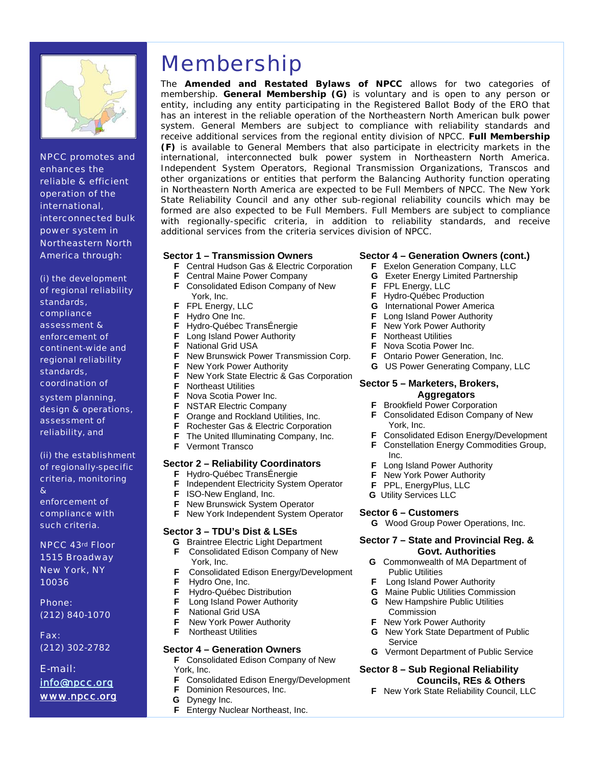NPCC promotes and enhances the reliable & efficient operation of the international, interconnected bulk power system in Northeastern North America through:

(i) the development of regional reliability standards, compliance assessment & enforcement of continent-wide and regional reliability standards, coordination of system planning, design & operations, assessment of reliability, and

(ii) the establishment of regionally-specific criteria, monitoring & enforcement of compliance with such criteria.

NPCC 43rd Floor
1515 Broadway
New York, NY
10036

Phone:
(212) 840-1070

Fax:
(212) 302-2782

E-mail:
info@npcc.org
www.npcc.org

# Membership

The **Amended and Restated Bylaws of NPCC** allows for two categories of membership. **General Membership (G)** is voluntary and is open to any person or entity, including any entity participating in the Registered Ballot Body of the ERO that has an interest in the reliable operation of the Northeastern North American bulk power system. General Members are subject to compliance with reliability standards and receive additional services from the regional entity division of NPCC. **Full Membership (F)** is available to General Members that also participate in electricity markets in the international, interconnected bulk power system in Northeastern North America. Independent System Operators, Regional Transmission Organizations, Transcos and other organizations or entities that perform the Balancing Authority function operating in Northeastern North America are expected to be Full Members of NPCC. The New York State Reliability Council and any other sub-regional reliability councils which may be formed are also expected to be Full Members. Full Members are subject to compliance with regionally-specific criteria, in addition to reliability standards, and receive additional services from the criteria services division of NPCC.

### Sector 1 – Transmission Owners

- **F** Central Hudson Gas & Electric Corporation
- **F** Central Maine Power Company
- **F** Consolidated Edison Company of New York, Inc.
- **F** FPL Energy, LLC
- **F** Hydro One Inc.
- **F** Hydro-Québec TransÉnergie
- **F** Long Island Power Authority
- **F** National Grid USA
- **F** New Brunswick Power Transmission Corp.
- **F** New York Power Authority
- **F** New York State Electric & Gas Corporation
- **F** Northeast Utilities
- **F** Nova Scotia Power Inc.
- **F** NSTAR Electric Company
- **F** Orange and Rockland Utilities, Inc.
- **F** Rochester Gas & Electric Corporation
- **F** The United Illuminating Company, Inc.
- **F** Vermont Transco

### Sector 2 – Reliability Coordinators

- **F** Hydro-Québec TransÉnergie
- **F** Independent Electricity System Operator
- **F** ISO-New England, Inc.
- **F** New Brunswick System Operator
- **F** New York Independent System Operator

### Sector 3 – TDU's Dist & LSEs

- **G** Braintree Electric Light Department
- **F** Consolidated Edison Company of New York, Inc.
- **F** Consolidated Edison Energy/Development
- **F** Hydro One, Inc.
- **F** Hydro-Québec Distribution
- **F** Long Island Power Authority
- **F** National Grid USA
- **F** New York Power Authority
- **F** Northeast Utilities

### Sector 4 – Generation Owners

- **F** Consolidated Edison Company of New York, Inc.
- **F** Consolidated Edison Energy/Development
- **F** Dominion Resources, Inc.
- **G** Dynegy Inc.
- **F** Entergy Nuclear Northeast, Inc.

### Sector 4 – Generation Owners (cont.)

- **F** Exelon Generation Company, LLC
- **G** Exeter Energy Limited Partnership
- **F** FPL Energy, LLC
- **F** Hydro-Québec Production
- **G** International Power America
- **F** Long Island Power Authority
- **F** New York Power Authority
- **F** Northeast Utilities
- **F** Nova Scotia Power Inc.
- **F** Ontario Power Generation, Inc.
- **G** US Power Generating Company, LLC

### Sector 5 – Marketers, Brokers, Aggregators

- **F** Brookfield Power Corporation
- **F** Consolidated Edison Company of New York, Inc.
- **F** Consolidated Edison Energy/Development
- **F** Constellation Energy Commodities Group, Inc.
- **F** Long Island Power Authority
- **F** New York Power Authority
- **F** PPL, EnergyPlus, LLC
- **G** Utility Services LLC

### Sector 6 – Customers

- **G** Wood Group Power Operations, Inc.

### Sector 7 – State and Provincial Reg. & Govt. Authorities

- **G** Commonwealth of MA Department of Public Utilities
- **F** Long Island Power Authority
- **G** Maine Public Utilities Commission
- **G** New Hampshire Public Utilities Commission
- **F** New York Power Authority
- **G** New York State Department of Public Service
- **G** Vermont Department of Public Service

### Sector 8 – Sub Regional Reliability Councils, REs & Others

- **F** New York State Reliability Council, LLC